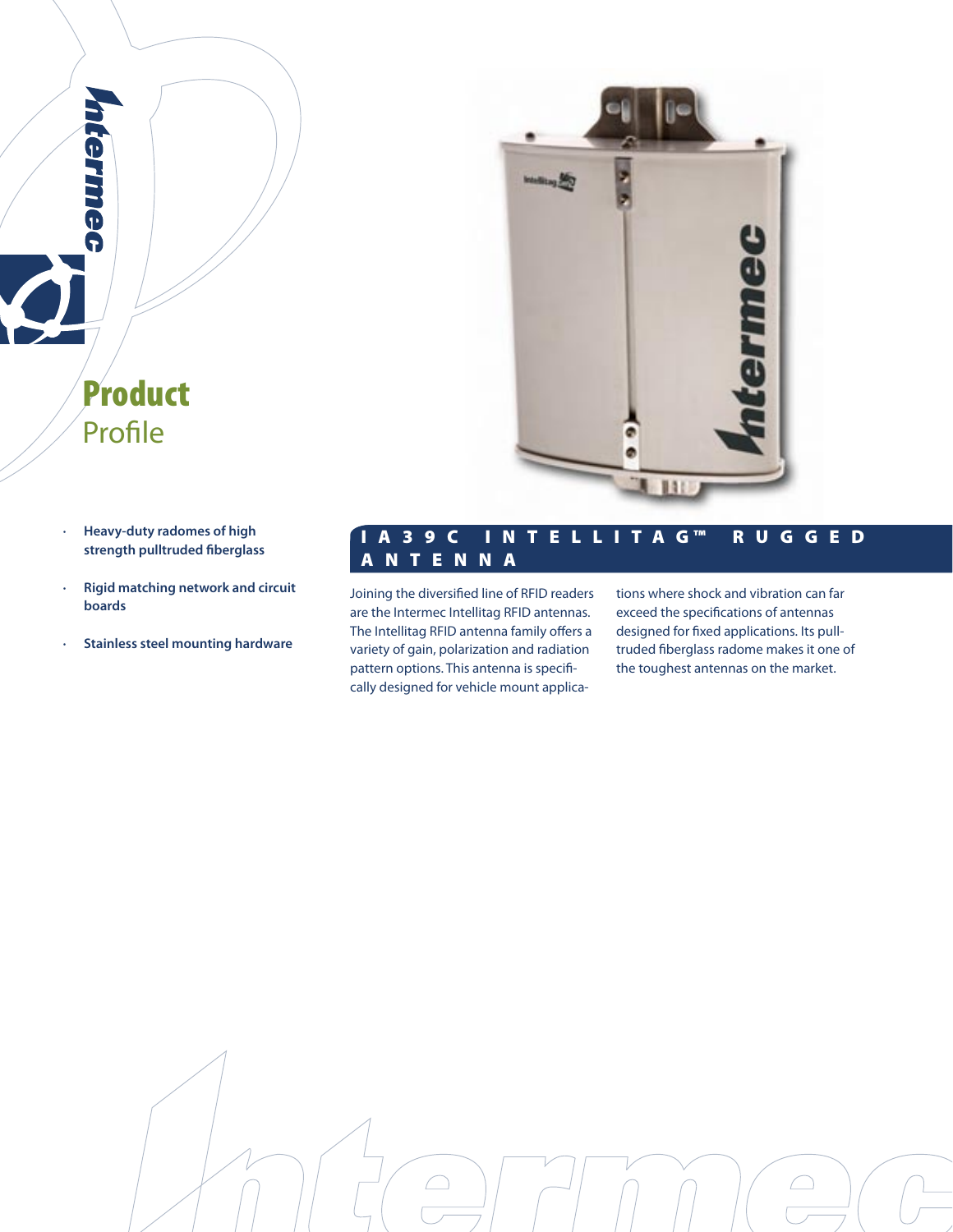# Product Profile

- Heavy-duty radomes of high strength pulltruded fiberglass
- Rigid matching network and circuit boards
- Stainless steel mounting hardware

## IA39C Intellitag™ Rugged Antenna

Joining the diversified line of RFID readers are the Intermec Intellitag RFID antennas. The Intellitag RFID antenna family offers a variety of gain, polarization and radiation pattern options. This antenna is specifically designed for vehicle mount applications where shock and vibration can far exceed the specifications of antennas designed for fixed applications. Its pulltruded fiberglass radome makes it one of the toughest antennas on the market.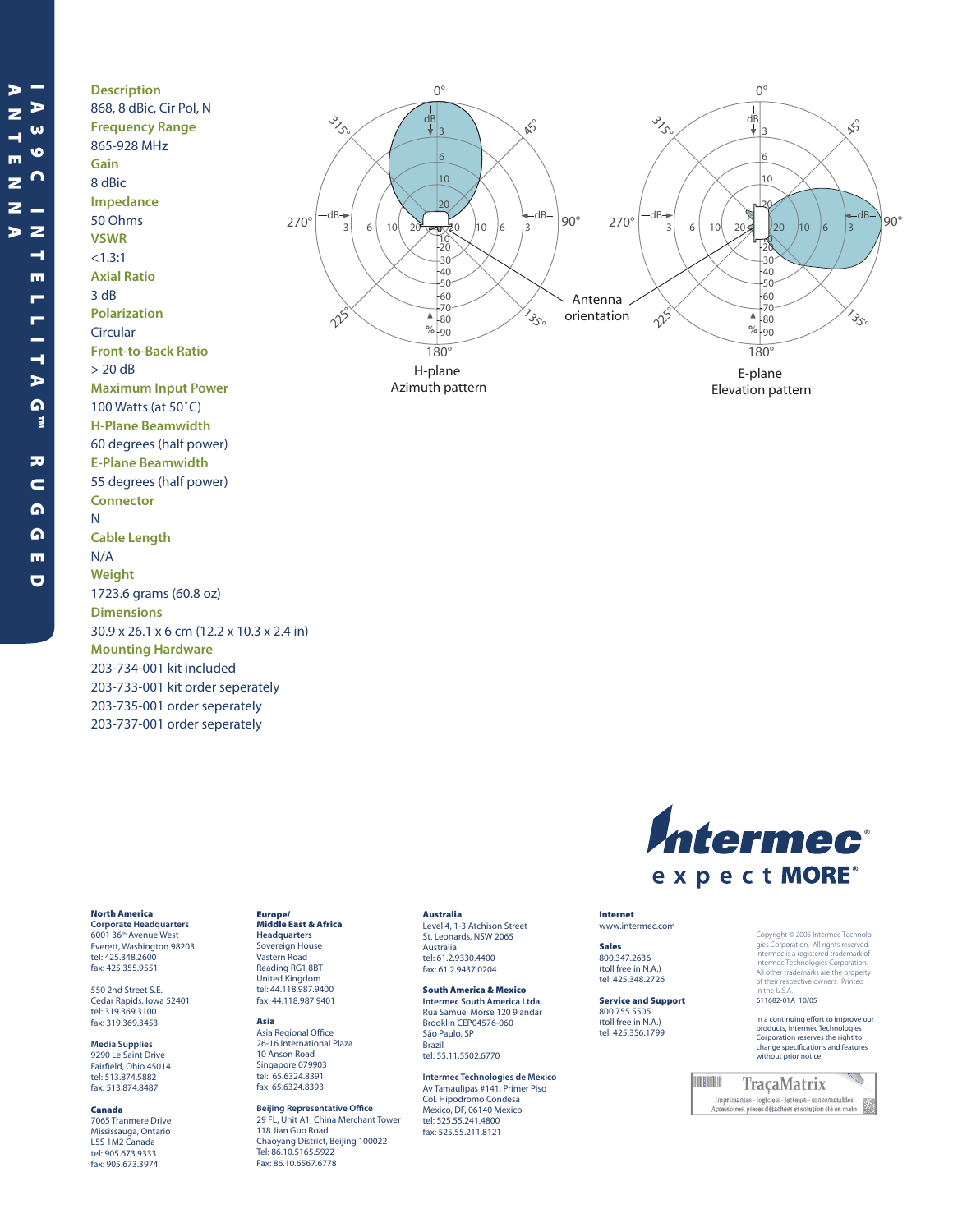**IA39C INTELLITAG™ RUGGED ANTENNA**

**Description**
868, 8 dBic, Cir Pol, N

**Frequency Range**
865-928 MHz

**Gain**
8 dBic

**Impedance**
50 Ohms

**VSWR**
<1.3:1

**Axial Ratio**
3 dB

**Polarization**
Circular

**Front-to-Back Ratio**
> 20 dB

**Maximum Input Power**
100 Watts (at 50˚C)

**H-Plane Beamwidth**
60 degrees (half power)

**E-Plane Beamwidth**
55 degrees (half power)

**Connector**
N

**Cable Length**
N/A

**Weight**
1723.6 grams (60.8 oz)

**Dimensions**
30.9 x 26.1 x 6 cm (12.2 x 10.3 x 2.4 in)

**Mounting Hardware**
203-734-001 kit included
203-733-001 kit order seperately
203-735-001 order seperately
203-737-001 order seperately

0°
45°
90°
135°
180°
225°
270°
315°
dB
3
6
10
20
-10
-20
-30
-40
-50
-60
-70
-80
-90
%

Antenna orientation

H-plane
Azimuth pattern

E-plane
Elevation pattern

Intermec
expect MORE®

**North America**
**Corporate Headquarters**
6001 36th Avenue West
Everett, Washington 98203
tel: 425.348.2600
fax: 425.355.9551

550 2nd Street S.E.
Cedar Rapids, Iowa 52401
tel: 319.369.3100
fax: 319.369.3453

**Media Supplies**
9290 Le Saint Drive
Fairfield, Ohio 45014
tel: 513.874.5882
fax: 513.874.8487

**Canada**
7065 Tranmere Drive
Mississauga, Ontario
L5S 1M2 Canada
tel: 905.673.9333
fax: 905.673.3974

**Europe/**
**Middle East & Africa**
**Headquarters**
Sovereign House
Vastern Road
Reading RG1 8BT
United Kingdom
tel: 44.118.987.9400
fax: 44.118.987.9401

**Asia**
Asia Regional Office
26-16 International Plaza
10 Anson Road
Singapore 079903
tel: 65.6324.8391
fax: 65.6324.8393

**Beijing Representative Office**
29 FL, Unit A1, China Merchant Tower
118 Jian Guo Road
Chaoyang District, Beijing 100022
Tel: 86.10.5165.5922
Fax: 86.10.6567.6778

**Australia**
Level 4, 1-3 Atchison Street
St. Leonards, NSW 2065
Australia
tel: 61.2.9330.4400
fax: 61.2.9437.0204

**South America & Mexico**
**Intermec South America Ltda.**
Rua Samuel Morse 120 9 andar
Brooklin CEP04576-060
São Paulo, SP
Brazil
tel: 55.11.5502.6770

**Intermec Technologies de Mexico**
Av Tamaulipas #141, Primer Piso
Col. Hipodromo Condesa
Mexico, DF, 06140 Mexico
tel: 525.55.241.4800
fax: 525.55.211.8121

**Internet**
www.intermec.com

**Sales**
800.347.2636
(toll free in N.A.)
tel: 425.348.2726

**Service and Support**
800.755.5505
(toll free in N.A.)
tel: 425.356.1799

Copyright © 2005 Intermec Technologies Corporation. All rights reserved. Intermec is a registered trademark of Intermec Technologies Corporation. All other trademarks are the property of their respective owners. Printed in the U.S.A.
611682-01A 10/05

In a continuing effort to improve our products, Intermec Technologies Corporation reserves the right to change specifications and features without prior notice.

TraçaMatrix
Imprimantes - logiciels - lecteurs - consommables
Accessoires, pièces détachées et solution clé en main